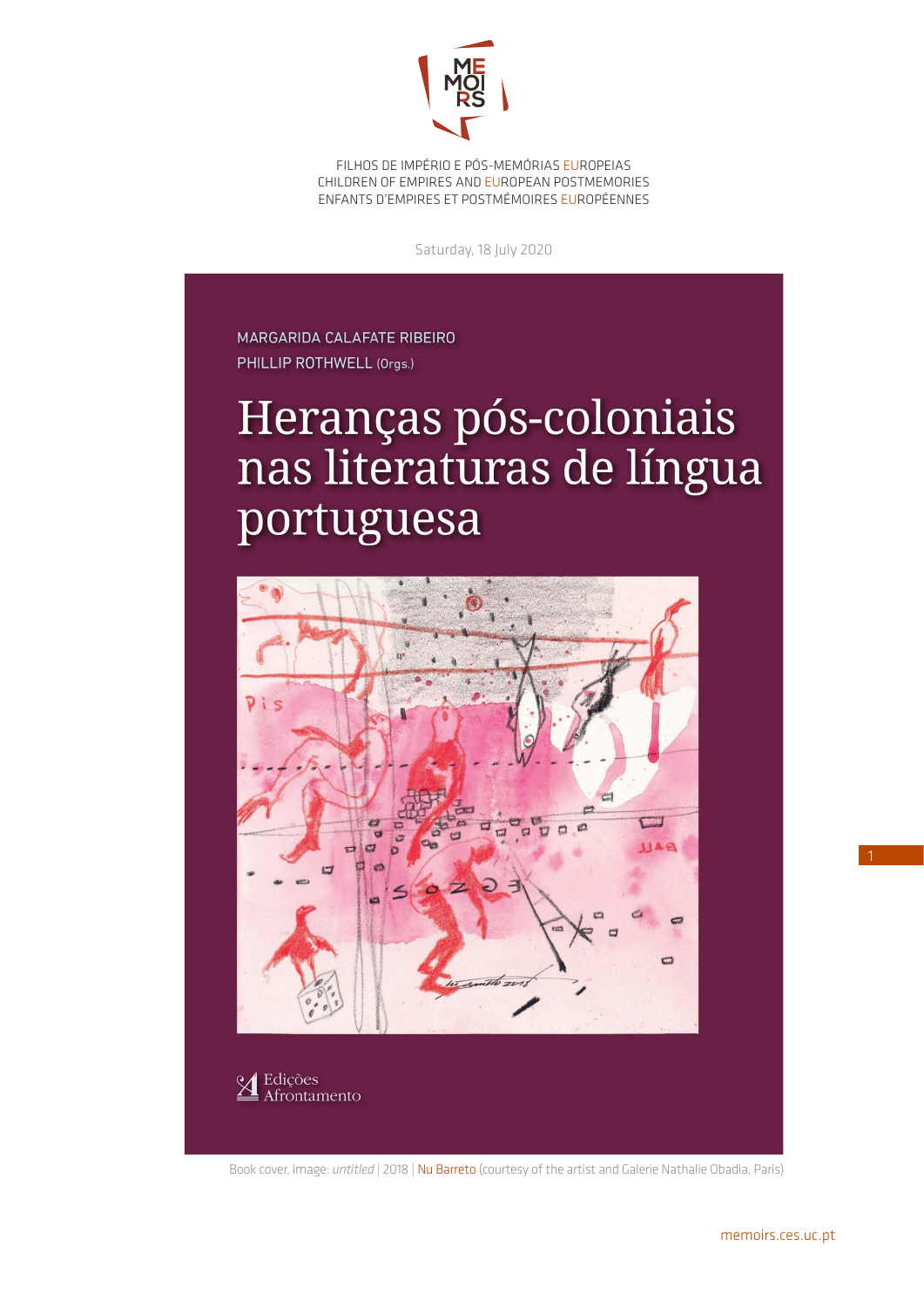MEMOIRS

FILHOS DE IMPÉRIO E PÓS-MEMÓRIAS EUROPEIAS
CHILDREN OF EMPIRES AND EUROPEAN POSTMEMORIES
ENFANTS D'EMPIRES ET POSTMÉMOIRES EUROPÉENNES

Saturday, 18 July 2020

MARGARIDA CALAFATE RIBEIRO
PHILLIP ROTHWELL (Orgs.)

# Heranças pós-coloniais nas literaturas de língua portuguesa

Edições Afrontamento

Book cover, image: *untitled* | 2018 | Nu Barreto (courtesy of the artist and Galerie Nathalie Obadia, Paris)

memoirs.ces.uc.pt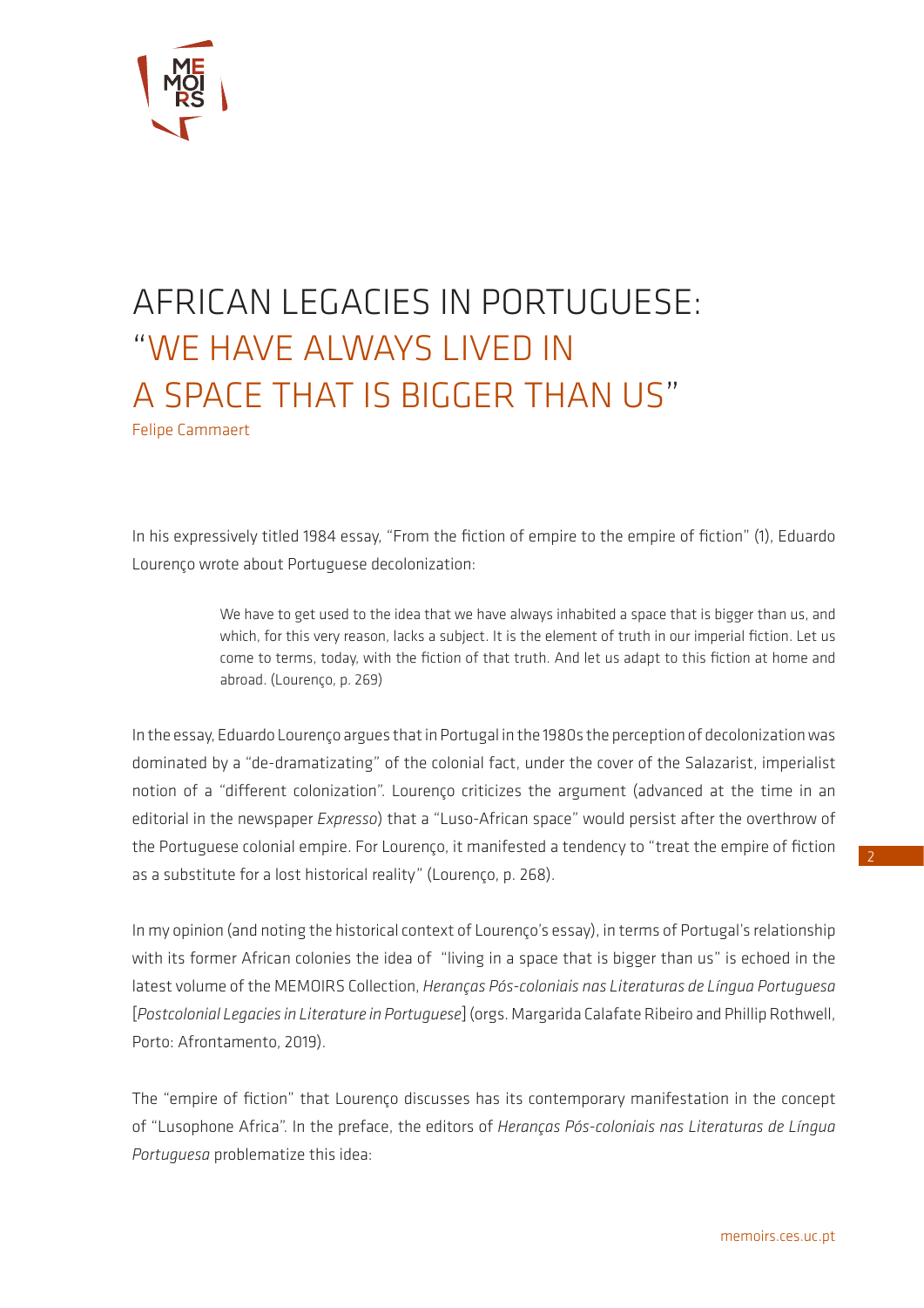# AFRICAN LEGACIES IN PORTUGUESE: "WE HAVE ALWAYS LIVED IN A SPACE THAT IS BIGGER THAN US"

Felipe Cammaert

In his expressively titled 1984 essay, "From the fiction of empire to the empire of fiction" (1), Eduardo Lourenço wrote about Portuguese decolonization:

> We have to get used to the idea that we have always inhabited a space that is bigger than us, and which, for this very reason, lacks a subject. It is the element of truth in our imperial fiction. Let us come to terms, today, with the fiction of that truth. And let us adapt to this fiction at home and abroad. (Lourenço, p. 269)

In the essay, Eduardo Lourenço argues that in Portugal in the 1980s the perception of decolonization was dominated by a "de-dramatizating" of the colonial fact, under the cover of the Salazarist, imperialist notion of a "different colonization". Lourenço criticizes the argument (advanced at the time in an editorial in the newspaper *Expresso*) that a "Luso-African space" would persist after the overthrow of the Portuguese colonial empire. For Lourenço, it manifested a tendency to "treat the empire of fiction as a substitute for a lost historical reality" (Lourenço, p. 268).

In my opinion (and noting the historical context of Lourenço's essay), in terms of Portugal's relationship with its former African colonies the idea of "living in a space that is bigger than us" is echoed in the latest volume of the MEMOIRS Collection, *Heranças Pós-coloniais nas Literaturas de Língua Portuguesa* [*Postcolonial Legacies in Literature in Portuguese*] (orgs. Margarida Calafate Ribeiro and Phillip Rothwell, Porto: Afrontamento, 2019).

The "empire of fiction" that Lourenço discusses has its contemporary manifestation in the concept of "Lusophone Africa". In the preface, the editors of *Heranças Pós-coloniais nas Literaturas de Língua Portuguesa* problematize this idea: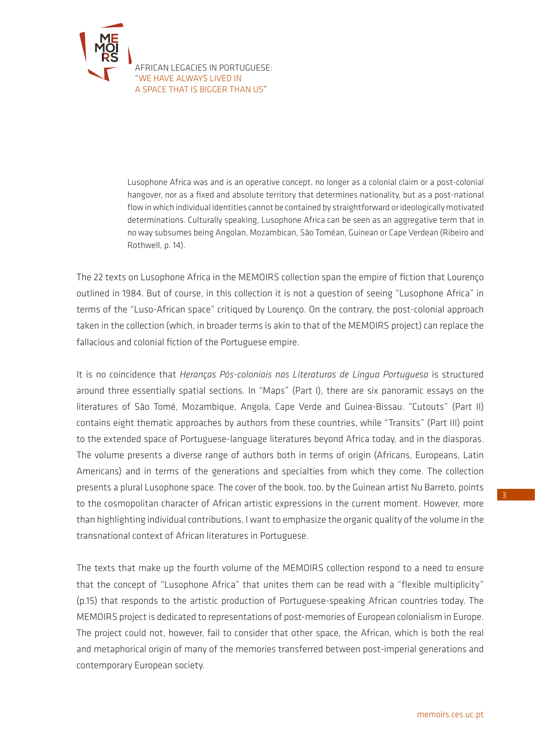> Lusophone Africa was and is an operative concept, no longer as a colonial claim or a post-colonial hangover, nor as a fixed and absolute territory that determines nationality, but as a post-national flow in which individual identities cannot be contained by straightforward or ideologically motivated determinations. Culturally speaking, Lusophone Africa can be seen as an aggregative term that in no way subsumes being Angolan, Mozambican, São Toméan, Guinean or Cape Verdean (Ribeiro and Rothwell, p. 14).

The 22 texts on Lusophone Africa in the MEMOIRS collection span the empire of fiction that Lourenço outlined in 1984. But of course, in this collection it is not a question of seeing "Lusophone Africa" in terms of the "Luso-African space" critiqued by Lourenço. On the contrary, the post-colonial approach taken in the collection (which, in broader terms is akin to that of the MEMOIRS project) can replace the fallacious and colonial fiction of the Portuguese empire.

It is no coincidence that *Heranças Pós-coloniais nas Literaturas de Língua Portuguesa* is structured around three essentially spatial sections. In "Maps" (Part I), there are six panoramic essays on the literatures of São Tomé, Mozambique, Angola, Cape Verde and Guinea-Bissau. "Cutouts" (Part II) contains eight thematic approaches by authors from these countries, while "Transits" (Part III) point to the extended space of Portuguese-language literatures beyond Africa today, and in the diasporas. The volume presents a diverse range of authors both in terms of origin (Africans, Europeans, Latin Americans) and in terms of the generations and specialties from which they come. The collection presents a plural Lusophone space. The cover of the book, too, by the Guinean artist Nu Barreto, points to the cosmopolitan character of African artistic expressions in the current moment. However, more than highlighting individual contributions, I want to emphasize the organic quality of the volume in the transnational context of African literatures in Portuguese.

The texts that make up the fourth volume of the MEMOIRS collection respond to a need to ensure that the concept of "Lusophone Africa" that unites them can be read with a "flexible multiplicity" (p.15) that responds to the artistic production of Portuguese-speaking African countries today. The MEMOIRS project is dedicated to representations of post-memories of European colonialism in Europe. The project could not, however, fail to consider that other space, the African, which is both the real and metaphorical origin of many of the memories transferred between post-imperial generations and contemporary European society.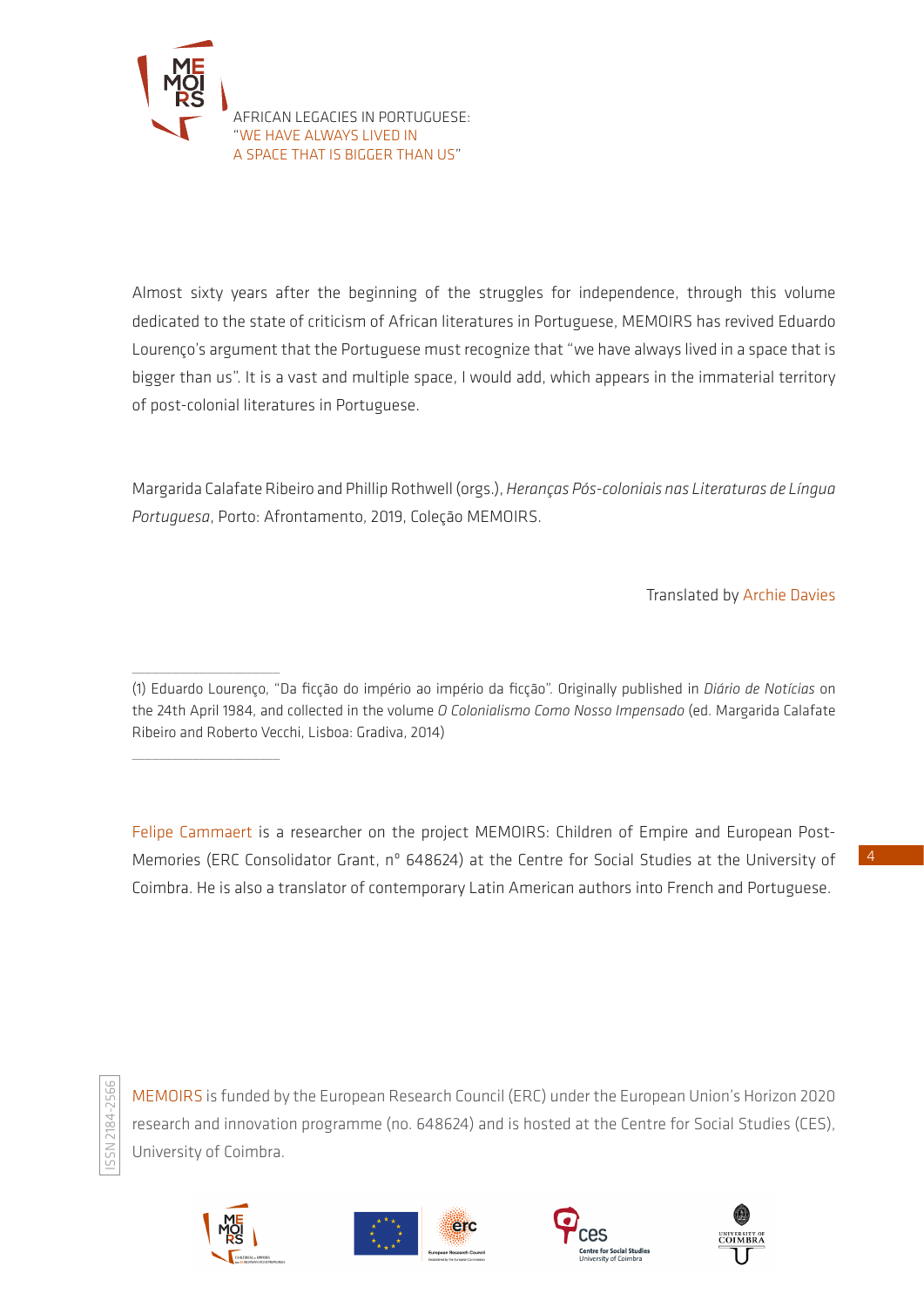Almost sixty years after the beginning of the struggles for independence, through this volume dedicated to the state of criticism of African literatures in Portuguese, MEMOIRS has revived Eduardo Lourenço's argument that the Portuguese must recognize that "we have always lived in a space that is bigger than us". It is a vast and multiple space, I would add, which appears in the immaterial territory of post-colonial literatures in Portuguese.

Margarida Calafate Ribeiro and Phillip Rothwell (orgs.), *Heranças Pós-coloniais nas Literaturas de Língua Portuguesa*, Porto: Afrontamento, 2019, Coleção MEMOIRS.

Translated by Archie Davies

---

(1) Eduardo Lourenço, "Da ficção do império ao império da ficção". Originally published in *Diário de Notícias* on the 24th April 1984, and collected in the volume *O Colonialismo Como Nosso Impensado* (ed. Margarida Calafate Ribeiro and Roberto Vecchi, Lisboa: Gradiva, 2014)

---

Felipe Cammaert is a researcher on the project MEMOIRS: Children of Empire and European Post-Memories (ERC Consolidator Grant, nº 648624) at the Centre for Social Studies at the University of Coimbra. He is also a translator of contemporary Latin American authors into French and Portuguese.

ISSN 2184-2566

MEMOIRS is funded by the European Research Council (ERC) under the European Union's Horizon 2020 research and innovation programme (no. 648624) and is hosted at the Centre for Social Studies (CES), University of Coimbra.